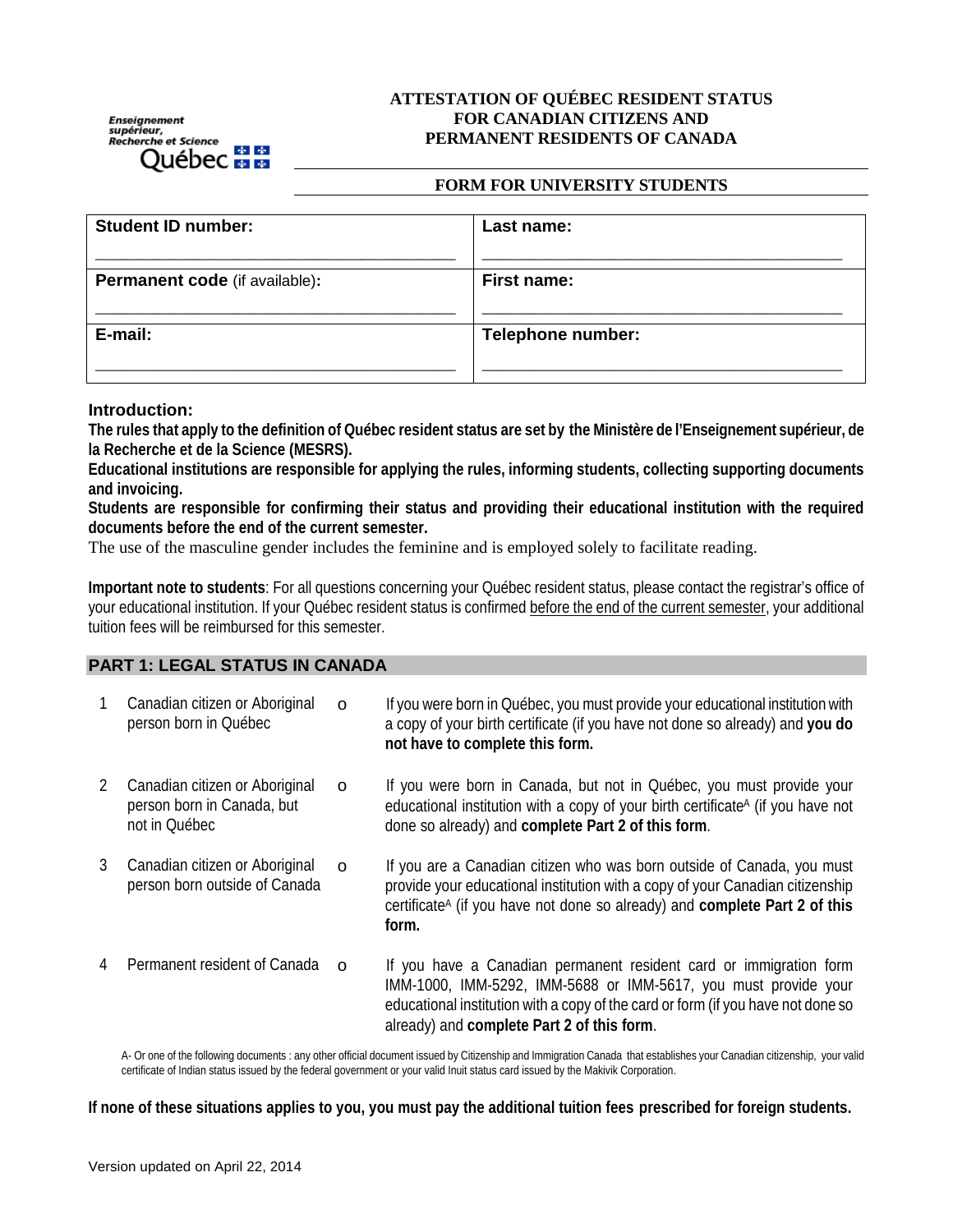Enseignement supérieur, Recherche et Science
Québec

# ATTESTATION OF QUÉBEC RESIDENT STATUS FOR CANADIAN CITIZENS AND PERMANENT RESIDENTS OF CANADA

## FORM FOR UNIVERSITY STUDENTS

| **Student ID number:** | **Last name:** |
| --- | --- |
| \_\_\_\_\_\_\_\_\_\_\_\_\_\_\_\_\_\_\_\_\_\_\_\_\_\_\_\_\_\_\_\_ | \_\_\_\_\_\_\_\_\_\_\_\_\_\_\_\_\_\_\_\_\_\_\_\_\_\_\_\_\_\_\_\_ |
| **Permanent code** (if available)**:** | **First name:** |
| \_\_\_\_\_\_\_\_\_\_\_\_\_\_\_\_\_\_\_\_\_\_\_\_\_\_\_\_\_\_\_\_ | \_\_\_\_\_\_\_\_\_\_\_\_\_\_\_\_\_\_\_\_\_\_\_\_\_\_\_\_\_\_\_\_ |
| **E-mail:** | **Telephone number:** |
| \_\_\_\_\_\_\_\_\_\_\_\_\_\_\_\_\_\_\_\_\_\_\_\_\_\_\_\_\_\_\_\_ | \_\_\_\_\_\_\_\_\_\_\_\_\_\_\_\_\_\_\_\_\_\_\_\_\_\_\_\_\_\_\_\_ |

### Introduction:

**The rules that apply to the definition of Québec resident status are set by the Ministère de l'Enseignement supérieur, de la Recherche et de la Science (MESRS).**

**Educational institutions are responsible for applying the rules, informing students, collecting supporting documents and invoicing.**

**Students are responsible for confirming their status and providing their educational institution with the required documents before the end of the current semester.**

The use of the masculine gender includes the feminine and is employed solely to facilitate reading.

**Important note to students**: For all questions concerning your Québec resident status, please contact the registrar's office of your educational institution. If your Québec resident status is confirmed <u>before the end of the current semester</u>, your additional tuition fees will be reimbursed for this semester.

## PART 1: LEGAL STATUS IN CANADA

| | | | |
| --- | --- | --- | --- |
| 1 | Canadian citizen or Aboriginal person born in Québec | o | If you were born in Québec, you must provide your educational institution with a copy of your birth certificate (if you have not done so already) and **you do not have to complete this form.** |
| 2 | Canadian citizen or Aboriginal person born in Canada, but not in Québec | o | If you were born in Canada, but not in Québec, you must provide your educational institution with a copy of your birth certificate[A] (if you have not done so already) and **complete Part 2 of this form**. |
| 3 | Canadian citizen or Aboriginal person born outside of Canada | o | If you are a Canadian citizen who was born outside of Canada, you must provide your educational institution with a copy of your Canadian citizenship certificate[A] (if you have not done so already) and **complete Part 2 of this form.** |
| 4 | Permanent resident of Canada | o | If you have a Canadian permanent resident card or immigration form IMM-1000, IMM-5292, IMM-5688 or IMM-5617, you must provide your educational institution with a copy of the card or form (if you have not done so already) and **complete Part 2 of this form**. |

A- Or one of the following documents : any other official document issued by Citizenship and Immigration Canada that establishes your Canadian citizenship, your valid certificate of Indian status issued by the federal government or your valid Inuit status card issued by the Makivik Corporation.

**If none of these situations applies to you, you must pay the additional tuition fees prescribed for foreign students.**

Version updated on April 22, 2014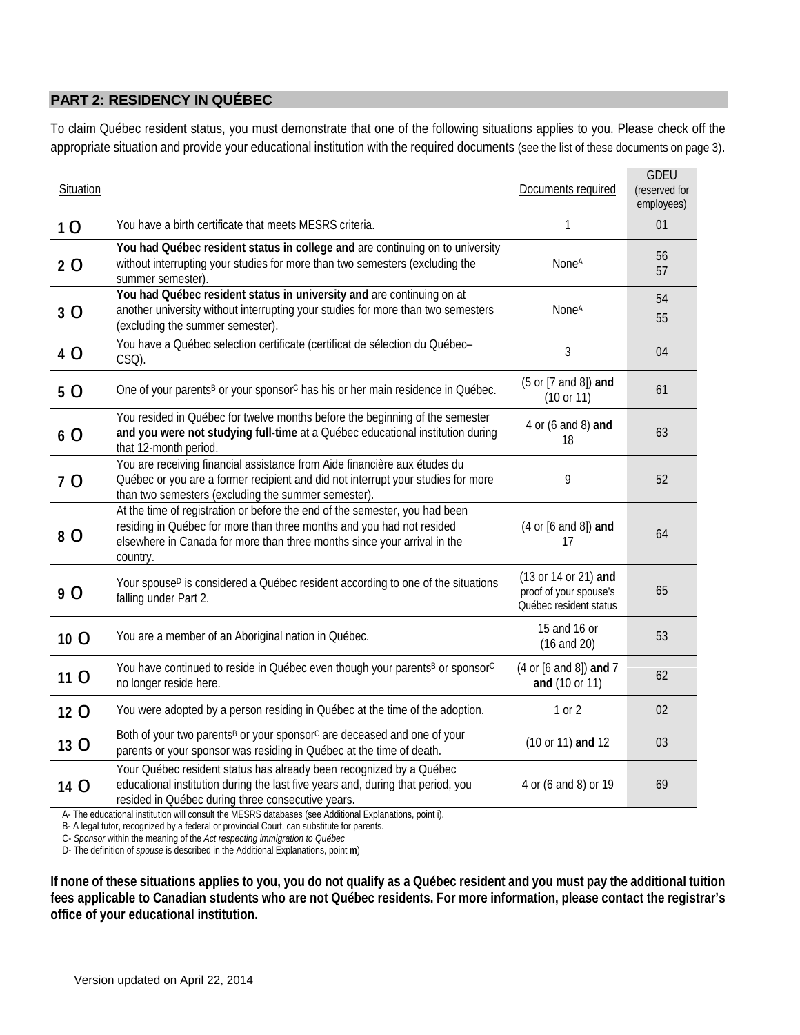## PART 2: RESIDENCY IN QUÉBEC

To claim Québec resident status, you must demonstrate that one of the following situations applies to you. Please check off the appropriate situation and provide your educational institution with the required documents (see the list of these documents on page 3).

| Situation | | Documents required | GDEU (reserved for employees) |
|---|---|---|---|
| 1 O | You have a birth certificate that meets MESRS criteria. | 1 | 01 |
| 2 O | **You had Québec resident status in college and** are continuing on to university without interrupting your studies for more than two semesters (excluding the summer semester). | None[A] | 56<br>57 |
| 3 O | **You had Québec resident status in university and** are continuing on at another university without interrupting your studies for more than two semesters (excluding the summer semester). | None[A] | 54<br>55 |
| 4 O | You have a Québec selection certificate (certificat de sélection du Québec–CSQ). | 3 | 04 |
| 5 O | One of your parents[B] or your sponsor[C] has his or her main residence in Québec. | (5 or [7 and 8]) **and** (10 or 11) | 61 |
| 6 O | You resided in Québec for twelve months before the beginning of the semester **and you were not studying full-time** at a Québec educational institution during that 12-month period. | 4 or (6 and 8) **and** 18 | 63 |
| 7 O | You are receiving financial assistance from Aide financière aux études du Québec or you are a former recipient and did not interrupt your studies for more than two semesters (excluding the summer semester). | 9 | 52 |
| 8 O | At the time of registration or before the end of the semester, you had been residing in Québec for more than three months and you had not resided elsewhere in Canada for more than three months since your arrival in the country. | (4 or [6 and 8]) **and** 17 | 64 |
| 9 O | Your spouse[D] is considered a Québec resident according to one of the situations falling under Part 2. | (13 or 14 or 21) **and** proof of your spouse's Québec resident status | 65 |
| 10 O | You are a member of an Aboriginal nation in Québec. | 15 and 16 or (16 and 20) | 53 |
| 11 O | You have continued to reside in Québec even though your parents[B] or sponsor[C] no longer reside here. | (4 or [6 and 8]) **and** 7 **and** (10 or 11) | 62 |
| 12 O | You were adopted by a person residing in Québec at the time of the adoption. | 1 or 2 | 02 |
| 13 O | Both of your two parents[B] or your sponsor[C] are deceased and one of your parents or your sponsor was residing in Québec at the time of death. | (10 or 11) **and** 12 | 03 |
| 14 O | Your Québec resident status has already been recognized by a Québec educational institution during the last five years and, during that period, you resided in Québec during three consecutive years. | 4 or (6 and 8) or 19 | 69 |

A- The educational institution will consult the MESRS databases (see Additional Explanations, point i).
B- A legal tutor, recognized by a federal or provincial Court, can substitute for parents.
C- *Sponsor* within the meaning of the *Act respecting immigration to Québec*
D- The definition of *spouse* is described in the Additional Explanations, point **m**)

**If none of these situations applies to you, you do not qualify as a Québec resident and you must pay the additional tuition fees applicable to Canadian students who are not Québec residents. For more information, please contact the registrar's office of your educational institution.**

Version updated on April 22, 2014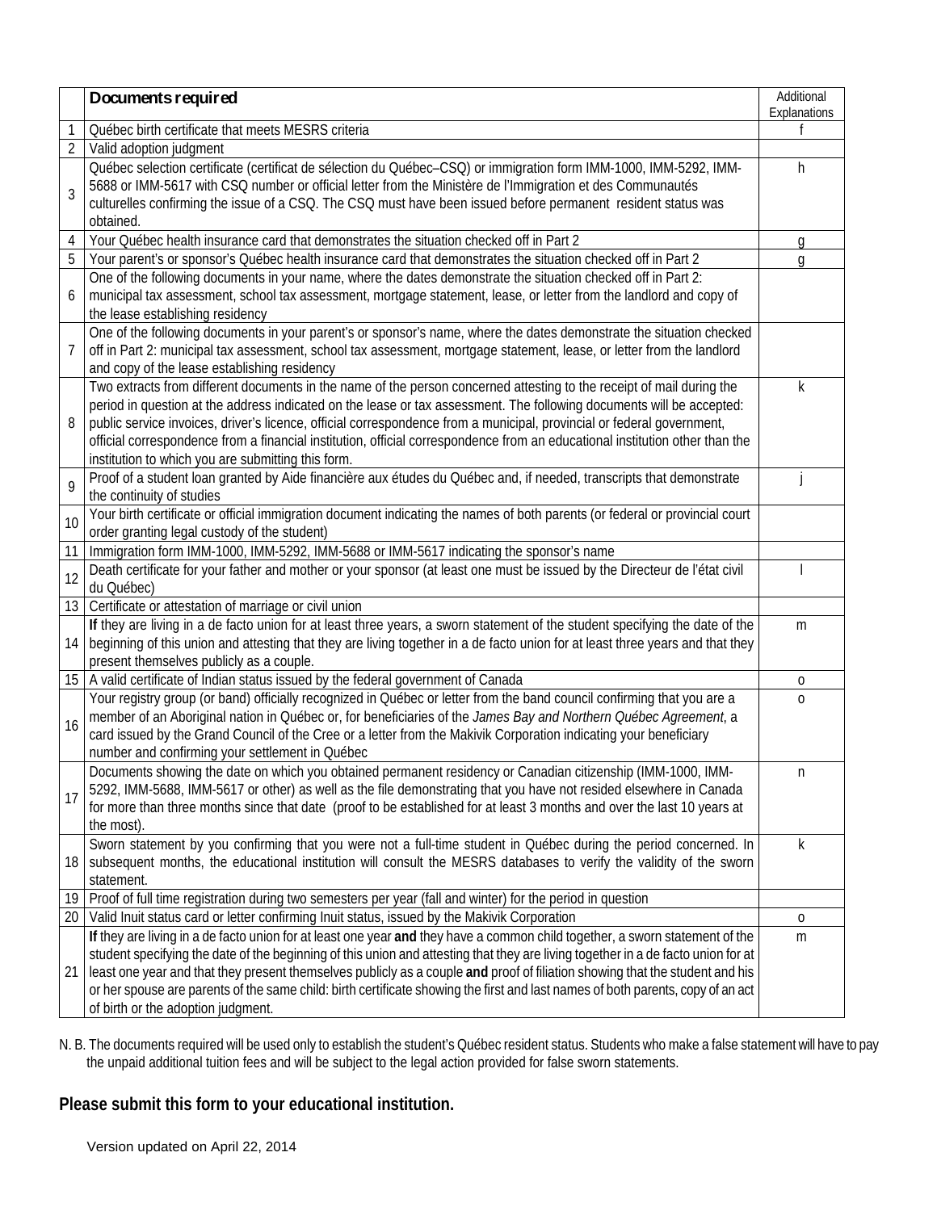| | Documents required | Additional Explanations |
|---|---|---|
| 1 | Québec birth certificate that meets MESRS criteria | f |
| 2 | Valid adoption judgment | |
| 3 | Québec selection certificate (certificat de sélection du Québec–CSQ) or immigration form IMM-1000, IMM-5292, IMM-5688 or IMM-5617 with CSQ number or official letter from the Ministère de l'Immigration et des Communautés culturelles confirming the issue of a CSQ. The CSQ must have been issued before permanent resident status was obtained. | h |
| 4 | Your Québec health insurance card that demonstrates the situation checked off in Part 2 | g |
| 5 | Your parent's or sponsor's Québec health insurance card that demonstrates the situation checked off in Part 2 | g |
| 6 | One of the following documents in your name, where the dates demonstrate the situation checked off in Part 2: municipal tax assessment, school tax assessment, mortgage statement, lease, or letter from the landlord and copy of the lease establishing residency | |
| 7 | One of the following documents in your parent's or sponsor's name, where the dates demonstrate the situation checked off in Part 2: municipal tax assessment, school tax assessment, mortgage statement, lease, or letter from the landlord and copy of the lease establishing residency | |
| 8 | Two extracts from different documents in the name of the person concerned attesting to the receipt of mail during the period in question at the address indicated on the lease or tax assessment. The following documents will be accepted: public service invoices, driver's licence, official correspondence from a municipal, provincial or federal government, official correspondence from a financial institution, official correspondence from an educational institution other than the institution to which you are submitting this form. | k |
| 9 | Proof of a student loan granted by Aide financière aux études du Québec and, if needed, transcripts that demonstrate the continuity of studies | j |
| 10 | Your birth certificate or official immigration document indicating the names of both parents (or federal or provincial court order granting legal custody of the student) | |
| 11 | Immigration form IMM-1000, IMM-5292, IMM-5688 or IMM-5617 indicating the sponsor's name | |
| 12 | Death certificate for your father and mother or your sponsor (at least one must be issued by the Directeur de l'état civil du Québec) | l |
| 13 | Certificate or attestation of marriage or civil union | |
| 14 | **If** they are living in a de facto union for at least three years, a sworn statement of the student specifying the date of the beginning of this union and attesting that they are living together in a de facto union for at least three years and that they present themselves publicly as a couple. | m |
| 15 | A valid certificate of Indian status issued by the federal government of Canada | o |
| 16 | Your registry group (or band) officially recognized in Québec or letter from the band council confirming that you are a member of an Aboriginal nation in Québec or, for beneficiaries of the *James Bay and Northern Québec Agreement*, a card issued by the Grand Council of the Cree or a letter from the Makivik Corporation indicating your beneficiary number and confirming your settlement in Québec | o |
| 17 | Documents showing the date on which you obtained permanent residency or Canadian citizenship (IMM-1000, IMM-5292, IMM-5688, IMM-5617 or other) as well as the file demonstrating that you have not resided elsewhere in Canada for more than three months since that date (proof to be established for at least 3 months and over the last 10 years at the most). | n |
| 18 | Sworn statement by you confirming that you were not a full-time student in Québec during the period concerned. In subsequent months, the educational institution will consult the MESRS databases to verify the validity of the sworn statement. | k |
| 19 | Proof of full time registration during two semesters per year (fall and winter) for the period in question | |
| 20 | Valid Inuit status card or letter confirming Inuit status, issued by the Makivik Corporation | o |
| 21 | **If** they are living in a de facto union for at least one year **and** they have a common child together, a sworn statement of the student specifying the date of the beginning of this union and attesting that they are living together in a de facto union for at least one year and that they present themselves publicly as a couple **and** proof of filiation showing that the student and his or her spouse are parents of the same child: birth certificate showing the first and last names of both parents, copy of an act of birth or the adoption judgment. | m |

N. B. The documents required will be used only to establish the student's Québec resident status. Students who make a false statement will have to pay the unpaid additional tuition fees and will be subject to the legal action provided for false sworn statements.

**Please submit this form to your educational institution.**

Version updated on April 22, 2014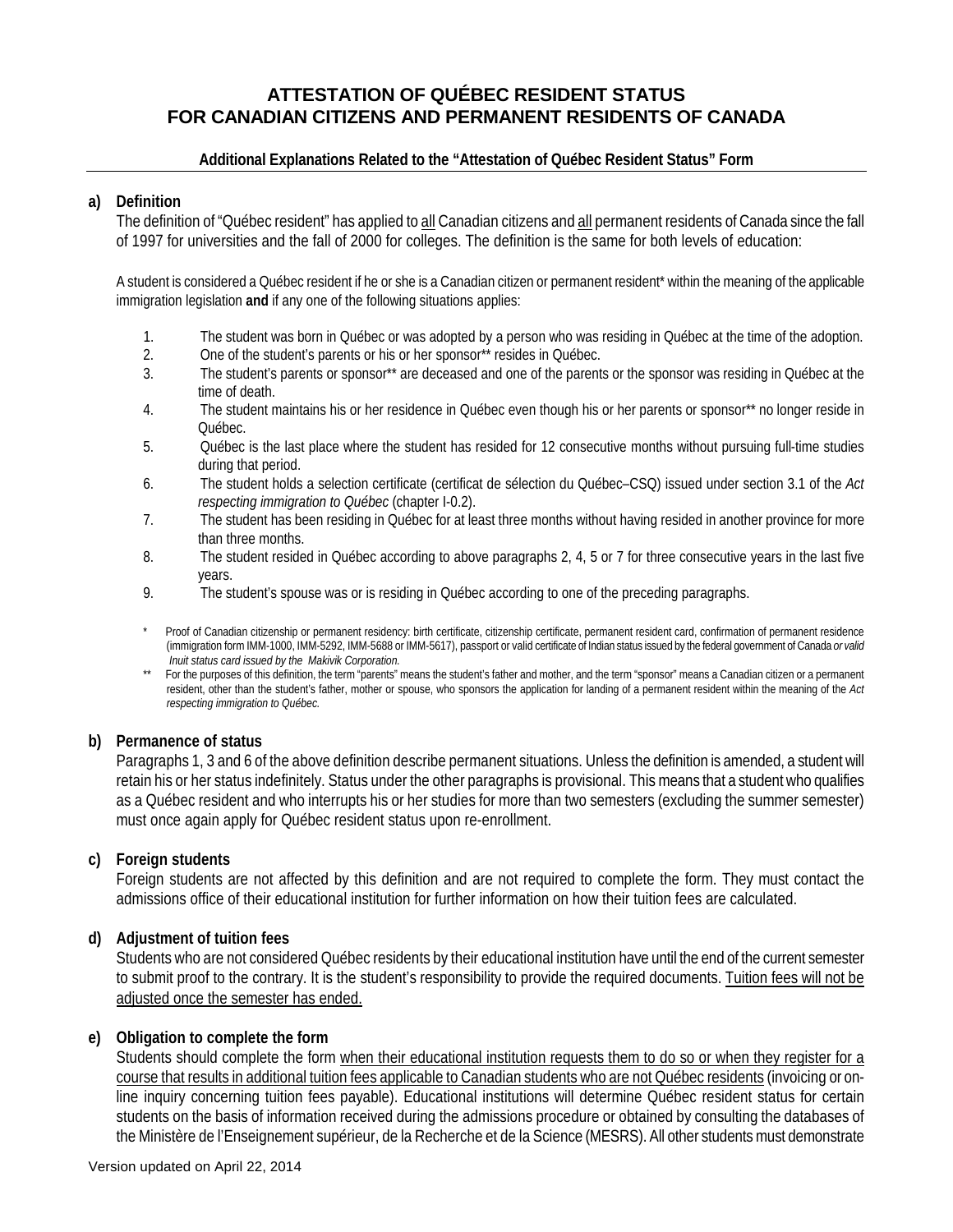# ATTESTATION OF QUÉBEC RESIDENT STATUS FOR CANADIAN CITIZENS AND PERMANENT RESIDENTS OF CANADA

### Additional Explanations Related to the "Attestation of Québec Resident Status" Form

**a) Definition**

The definition of "Québec resident" has applied to all Canadian citizens and all permanent residents of Canada since the fall of 1997 for universities and the fall of 2000 for colleges. The definition is the same for both levels of education:

A student is considered a Québec resident if he or she is a Canadian citizen or permanent resident* within the meaning of the applicable immigration legislation **and** if any one of the following situations applies:

1. The student was born in Québec or was adopted by a person who was residing in Québec at the time of the adoption.
2. One of the student's parents or his or her sponsor** resides in Québec.
3. The student's parents or sponsor** are deceased and one of the parents or the sponsor was residing in Québec at the time of death.
4. The student maintains his or her residence in Québec even though his or her parents or sponsor** no longer reside in Québec.
5. Québec is the last place where the student has resided for 12 consecutive months without pursuing full-time studies during that period.
6. The student holds a selection certificate (certificat de sélection du Québec–CSQ) issued under section 3.1 of the *Act respecting immigration to Québec* (chapter I-0.2).
7. The student has been residing in Québec for at least three months without having resided in another province for more than three months.
8. The student resided in Québec according to above paragraphs 2, 4, 5 or 7 for three consecutive years in the last five years.
9. The student's spouse was or is residing in Québec according to one of the preceding paragraphs.

\* Proof of Canadian citizenship or permanent residency: birth certificate, citizenship certificate, permanent resident card, confirmation of permanent residence (immigration form IMM-1000, IMM-5292, IMM-5688 or IMM-5617), passport or valid certificate of Indian status issued by the federal government of Canada *or valid Inuit status card issued by the Makivik Corporation.*

\*\* For the purposes of this definition, the term "parents" means the student's father and mother, and the term "sponsor" means a Canadian citizen or a permanent resident, other than the student's father, mother or spouse, who sponsors the application for landing of a permanent resident within the meaning of the *Act respecting immigration to Québec.*

**b) Permanence of status**

Paragraphs 1, 3 and 6 of the above definition describe permanent situations. Unless the definition is amended, a student will retain his or her status indefinitely. Status under the other paragraphs is provisional. This means that a student who qualifies as a Québec resident and who interrupts his or her studies for more than two semesters (excluding the summer semester) must once again apply for Québec resident status upon re-enrollment.

**c) Foreign students**

Foreign students are not affected by this definition and are not required to complete the form. They must contact the admissions office of their educational institution for further information on how their tuition fees are calculated.

**d) Adjustment of tuition fees**

Students who are not considered Québec residents by their educational institution have until the end of the current semester to submit proof to the contrary. It is the student's responsibility to provide the required documents. Tuition fees will not be adjusted once the semester has ended.

**e) Obligation to complete the form**

Students should complete the form when their educational institution requests them to do so or when they register for a course that results in additional tuition fees applicable to Canadian students who are not Québec residents (invoicing or on-line inquiry concerning tuition fees payable). Educational institutions will determine Québec resident status for certain students on the basis of information received during the admissions procedure or obtained by consulting the databases of the Ministère de l'Enseignement supérieur, de la Recherche et de la Science (MESRS). All other students must demonstrate

Version updated on April 22, 2014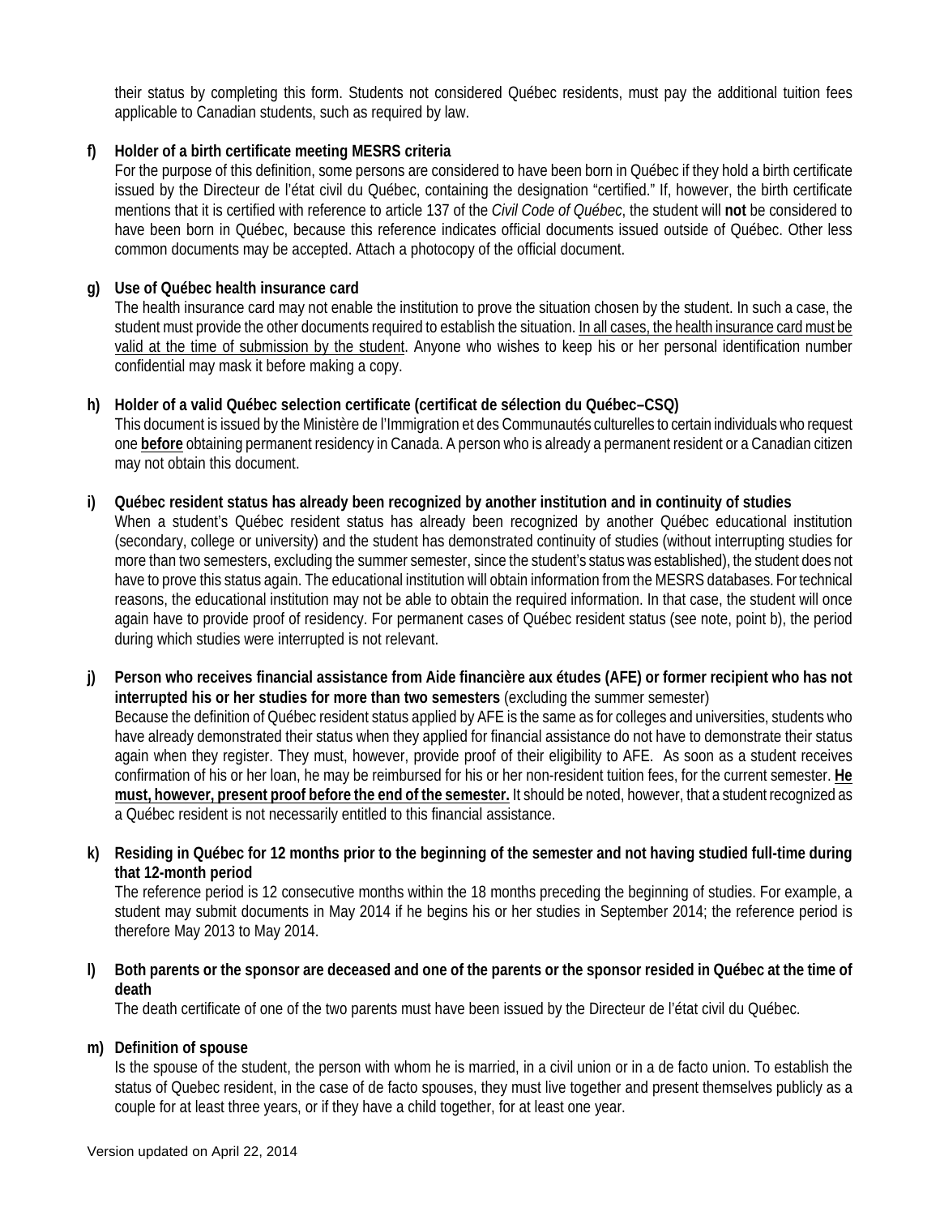their status by completing this form. Students not considered Québec residents, must pay the additional tuition fees applicable to Canadian students, such as required by law.

**f) Holder of a birth certificate meeting MESRS criteria**

For the purpose of this definition, some persons are considered to have been born in Québec if they hold a birth certificate issued by the Directeur de l'état civil du Québec, containing the designation "certified." If, however, the birth certificate mentions that it is certified with reference to article 137 of the *Civil Code of Québec*, the student will **not** be considered to have been born in Québec, because this reference indicates official documents issued outside of Québec. Other less common documents may be accepted. Attach a photocopy of the official document.

**g) Use of Québec health insurance card**

The health insurance card may not enable the institution to prove the situation chosen by the student. In such a case, the student must provide the other documents required to establish the situation. In all cases, the health insurance card must be valid at the time of submission by the student. Anyone who wishes to keep his or her personal identification number confidential may mask it before making a copy.

**h) Holder of a valid Québec selection certificate (certificat de sélection du Québec–CSQ)**

This document is issued by the Ministère de l'Immigration et des Communautés culturelles to certain individuals who request one **before** obtaining permanent residency in Canada. A person who is already a permanent resident or a Canadian citizen may not obtain this document.

**i) Québec resident status has already been recognized by another institution and in continuity of studies**

When a student's Québec resident status has already been recognized by another Québec educational institution (secondary, college or university) and the student has demonstrated continuity of studies (without interrupting studies for more than two semesters, excluding the summer semester, since the student's status was established), the student does not have to prove this status again. The educational institution will obtain information from the MESRS databases. For technical reasons, the educational institution may not be able to obtain the required information. In that case, the student will once again have to provide proof of residency. For permanent cases of Québec resident status (see note, point b), the period during which studies were interrupted is not relevant.

**j) Person who receives financial assistance from Aide financière aux études (AFE) or former recipient who has not interrupted his or her studies for more than two semesters** (excluding the summer semester)

Because the definition of Québec resident status applied by AFE is the same as for colleges and universities, students who have already demonstrated their status when they applied for financial assistance do not have to demonstrate their status again when they register. They must, however, provide proof of their eligibility to AFE. As soon as a student receives confirmation of his or her loan, he may be reimbursed for his or her non-resident tuition fees, for the current semester. **He must, however, present proof before the end of the semester.** It should be noted, however, that a student recognized as a Québec resident is not necessarily entitled to this financial assistance.

**k) Residing in Québec for 12 months prior to the beginning of the semester and not having studied full-time during that 12-month period**

The reference period is 12 consecutive months within the 18 months preceding the beginning of studies. For example, a student may submit documents in May 2014 if he begins his or her studies in September 2014; the reference period is therefore May 2013 to May 2014.

**l) Both parents or the sponsor are deceased and one of the parents or the sponsor resided in Québec at the time of death**

The death certificate of one of the two parents must have been issued by the Directeur de l'état civil du Québec.

**m) Definition of spouse**

Is the spouse of the student, the person with whom he is married, in a civil union or in a de facto union. To establish the status of Quebec resident, in the case of de facto spouses, they must live together and present themselves publicly as a couple for at least three years, or if they have a child together, for at least one year.

Version updated on April 22, 2014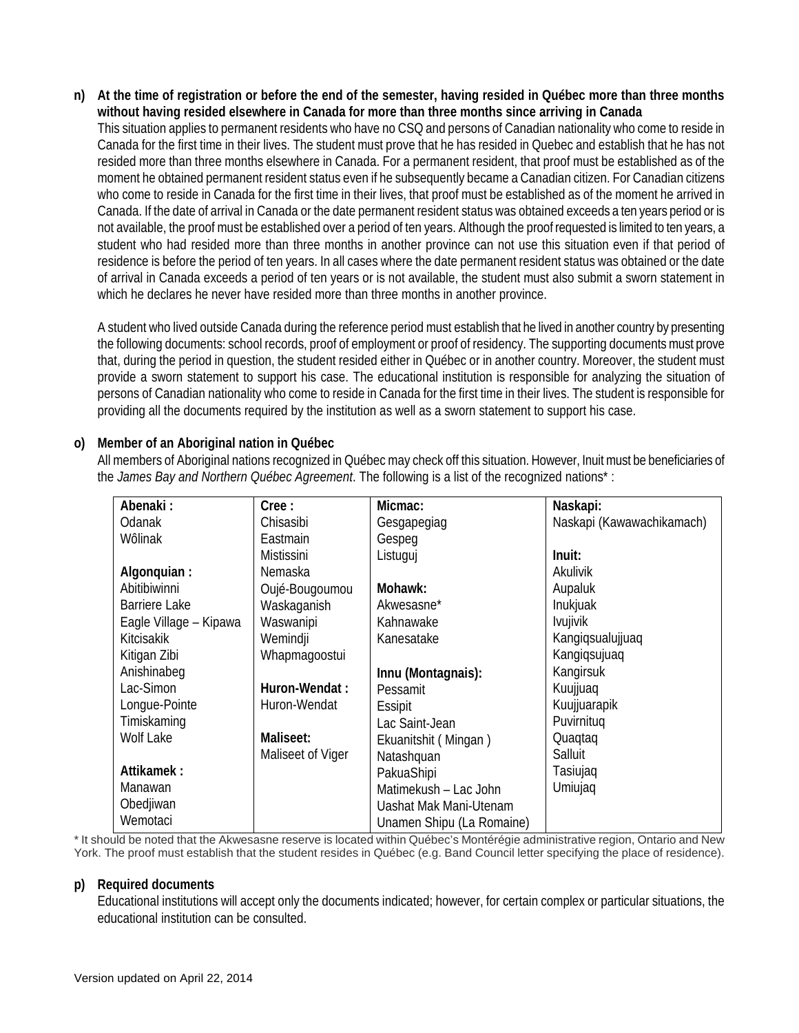**n) At the time of registration or before the end of the semester, having resided in Québec more than three months without having resided elsewhere in Canada for more than three months since arriving in Canada**

This situation applies to permanent residents who have no CSQ and persons of Canadian nationality who come to reside in Canada for the first time in their lives. The student must prove that he has resided in Quebec and establish that he has not resided more than three months elsewhere in Canada. For a permanent resident, that proof must be established as of the moment he obtained permanent resident status even if he subsequently became a Canadian citizen. For Canadian citizens who come to reside in Canada for the first time in their lives, that proof must be established as of the moment he arrived in Canada. If the date of arrival in Canada or the date permanent resident status was obtained exceeds a ten years period or is not available, the proof must be established over a period of ten years. Although the proof requested is limited to ten years, a student who had resided more than three months in another province can not use this situation even if that period of residence is before the period of ten years. In all cases where the date permanent resident status was obtained or the date of arrival in Canada exceeds a period of ten years or is not available, the student must also submit a sworn statement in which he declares he never have resided more than three months in another province.

A student who lived outside Canada during the reference period must establish that he lived in another country by presenting the following documents: school records, proof of employment or proof of residency. The supporting documents must prove that, during the period in question, the student resided either in Québec or in another country. Moreover, the student must provide a sworn statement to support his case. The educational institution is responsible for analyzing the situation of persons of Canadian nationality who come to reside in Canada for the first time in their lives. The student is responsible for providing all the documents required by the institution as well as a sworn statement to support his case.

**o) Member of an Aboriginal nation in Québec**

All members of Aboriginal nations recognized in Québec may check off this situation. However, Inuit must be beneficiaries of the *James Bay and Northern Québec Agreement*. The following is a list of the recognized nations* :

| | | | |
|---|---|---|---|
| **Abenaki :**<br>Odanak<br>Wôlinak<br><br>**Algonquian :**<br>Abitibiwinni<br>Barriere Lake<br>Eagle Village – Kipawa<br>Kitcisakik<br>Kitigan Zibi<br>Anishinabeg<br>Lac-Simon<br>Longue-Pointe<br>Timiskaming<br>Wolf Lake<br><br>**Attikamek :**<br>Manawan<br>Obedjiwan<br>Wemotaci | **Cree :**<br>Chisasibi<br>Eastmain<br>Mistissini<br>Nemaska<br>Oujé-Bougoumou<br>Waskaganish<br>Waswanipi<br>Wemindji<br>Whapmagoostui<br><br>**Huron-Wendat :**<br>Huron-Wendat<br><br>**Maliseet:**<br>Maliseet of Viger | **Micmac:**<br>Gesgapegiag<br>Gespeg<br>Listuguj<br><br>**Mohawk:**<br>Akwesasne*<br>Kahnawake<br>Kanesatake<br><br>**Innu (Montagnais):**<br>Pessamit<br>Essipit<br>Lac Saint-Jean<br>Ekuanitshit ( Mingan )<br>Natashquan<br>PakuaShipi<br>Matimekush – Lac John<br>Uashat Mak Mani-Utenam<br>Unamen Shipu (La Romaine) | **Naskapi:**<br>Naskapi (Kawawachikamach)<br><br>**Inuit:**<br>Akulivik<br>Aupaluk<br>Inukjuak<br>Ivujivik<br>Kangiqsualujjuaq<br>Kangiqsujuaq<br>Kangirsuk<br>Kuujjuaq<br>Kuujjuarapik<br>Puvirnituq<br>Quaqtaq<br>Salluit<br>Tasiujaq<br>Umiujaq |

* It should be noted that the Akwesasne reserve is located within Québec's Montérégie administrative region, Ontario and New York. The proof must establish that the student resides in Québec (e.g. Band Council letter specifying the place of residence).

**p) Required documents**

Educational institutions will accept only the documents indicated; however, for certain complex or particular situations, the educational institution can be consulted.

Version updated on April 22, 2014